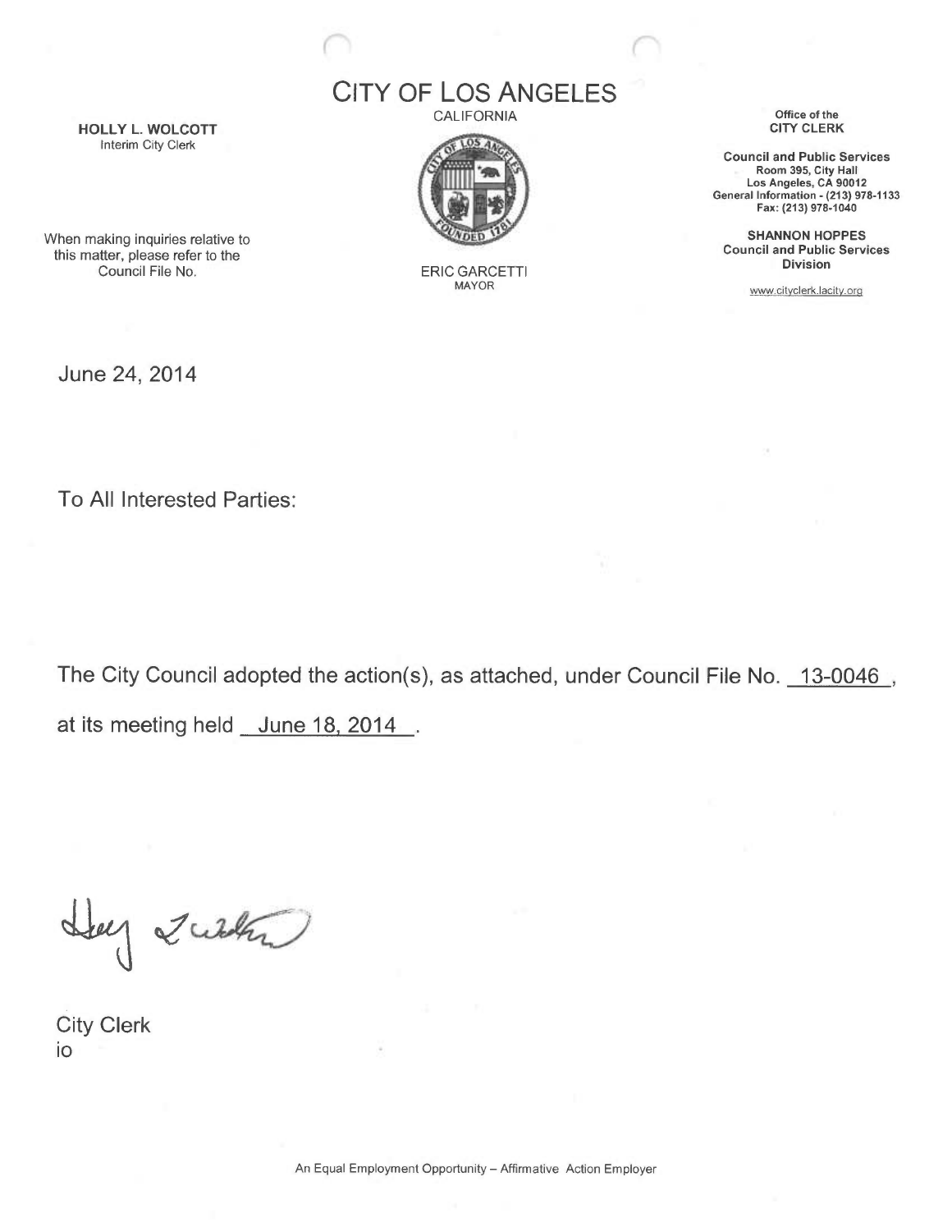# CITY OF LOS ANGELES

CALIFORNIA

**HOLLY L. WOLCOTT**
Interim City Clerk

When making inquiries relative to this matter, please refer to the Council File No.

ERIC GARCETTI
MAYOR

Office of the
**CITY CLERK**

**Council and Public Services**
**Room 395, City Hall**
**Los Angeles, CA 90012**
**General Information - (213) 978-1133**
**Fax: (213) 978-1040**

**SHANNON HOPPES**
**Council and Public Services Division**

www.cityclerk.lacity.org

June 24, 2014

To All Interested Parties:

The City Council adopted the action(s), as attached, under Council File No. 13-0046, at its meeting held June 18, 2014.

City Clerk
io

An Equal Employment Opportunity – Affirmative Action Employer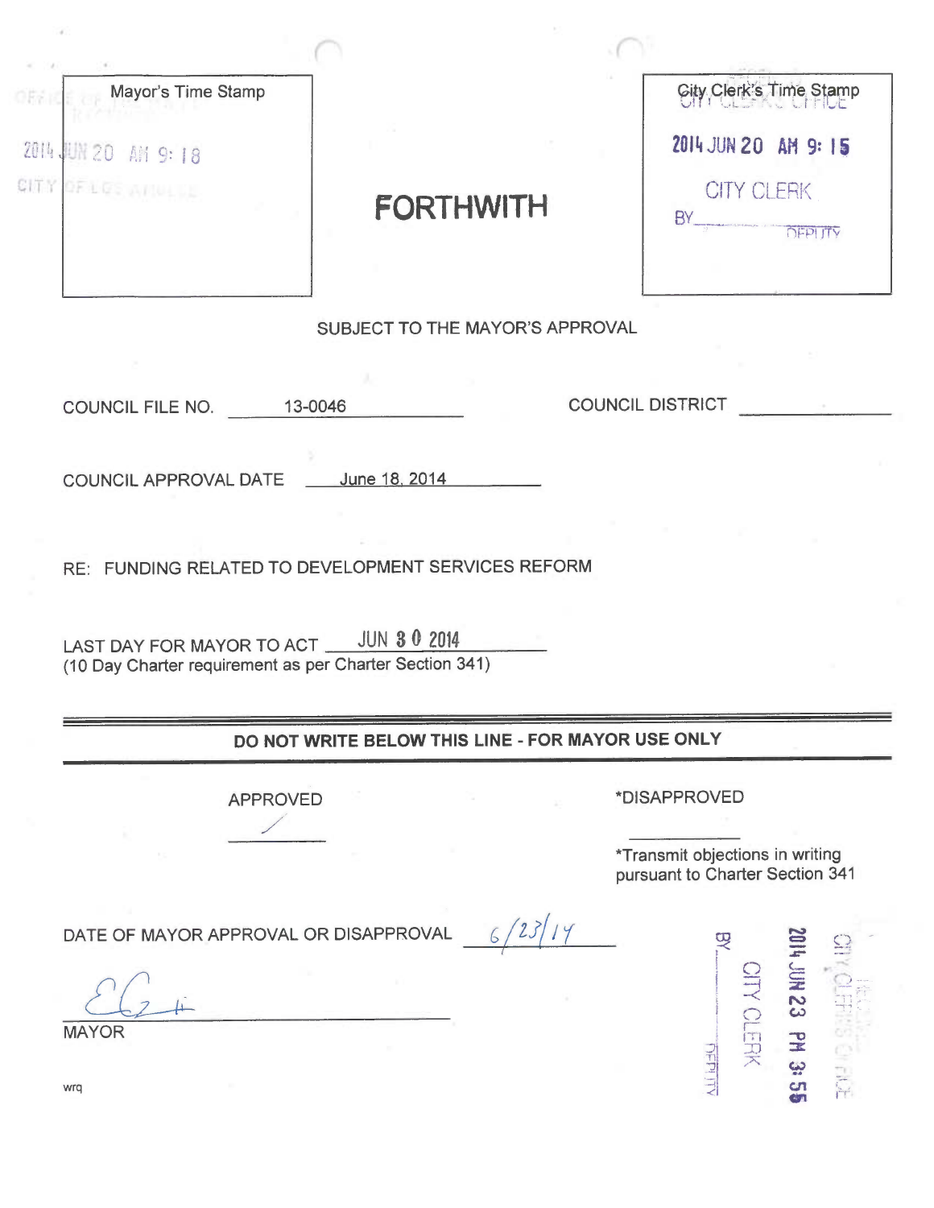Mayor's Time Stamp

2014 JUN 20 AM 9:18

CITY OF LOS ANGELES

**FORTHWITH**

City Clerk's Time Stamp

2014 JUN 20 AM 9:15

CITY CLERK

BY\_\_\_\_\_\_\_\_\_\_ DEPUTY

SUBJECT TO THE MAYOR'S APPROVAL

COUNCIL FILE NO. 13-0046

COUNCIL DISTRICT \_\_\_\_\_\_\_\_\_\_

COUNCIL APPROVAL DATE June 18, 2014

RE: FUNDING RELATED TO DEVELOPMENT SERVICES REFORM

LAST DAY FOR MAYOR TO ACT JUN 30 2014
(10 Day Charter requirement as per Charter Section 341)

**DO NOT WRITE BELOW THIS LINE - FOR MAYOR USE ONLY**

APPROVED ✓

*DISAPPROVED \_\_\_\_\_\_\_\_\_\_

*Transmit objections in writing pursuant to Charter Section 341

DATE OF MAYOR APPROVAL OR DISAPPROVAL 6/23/14

[Signature]

MAYOR

wrq

CITY CLERK'S OFFICE
2014 JUN 23 PM 3:55
CITY CLERK
BY\_\_\_\_\_\_\_\_\_\_ DEPUTY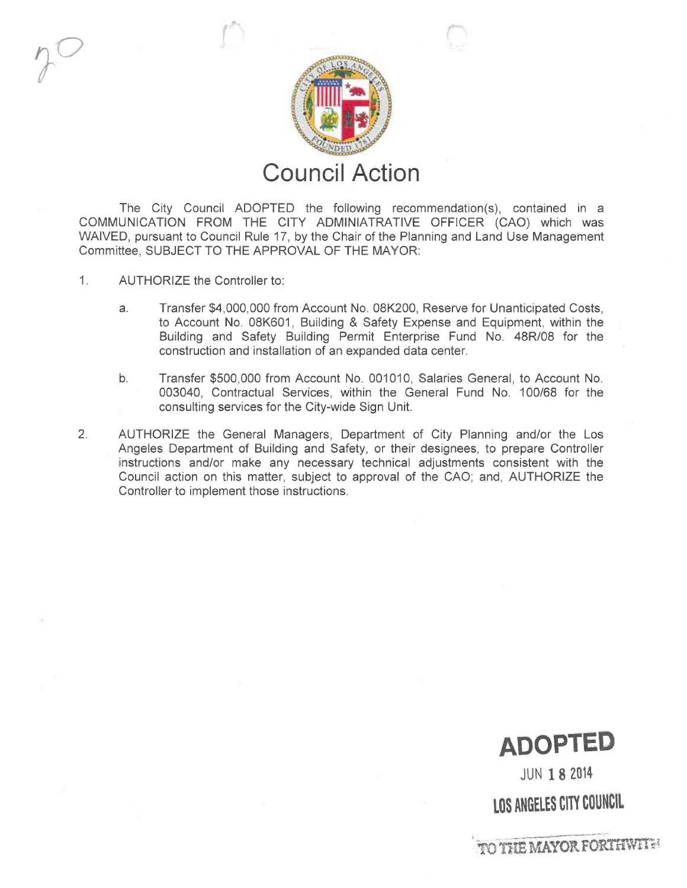# Council Action

The City Council ADOPTED the following recommendation(s), contained in a COMMUNICATION FROM THE CITY ADMINIATRATIVE OFFICER (CAO) which was WAIVED, pursuant to Council Rule 17, by the Chair of the Planning and Land Use Management Committee, SUBJECT TO THE APPROVAL OF THE MAYOR:

1. AUTHORIZE the Controller to:

   a. Transfer $4,000,000 from Account No. 08K200, Reserve for Unanticipated Costs, to Account No. 08K601, Building & Safety Expense and Equipment, within the Building and Safety Building Permit Enterprise Fund No. 48R/08 for the construction and installation of an expanded data center.

   b. Transfer $500,000 from Account No. 001010, Salaries General, to Account No. 003040, Contractual Services, within the General Fund No. 100/68 for the consulting services for the City-wide Sign Unit.

2. AUTHORIZE the General Managers, Department of City Planning and/or the Los Angeles Department of Building and Safety, or their designees, to prepare Controller instructions and/or make any necessary technical adjustments consistent with the Council action on this matter, subject to approval of the CAO; and, AUTHORIZE the Controller to implement those instructions.

**ADOPTED**

JUN 18 2014

LOS ANGELES CITY COUNCIL

TO THE MAYOR FORTHWITH